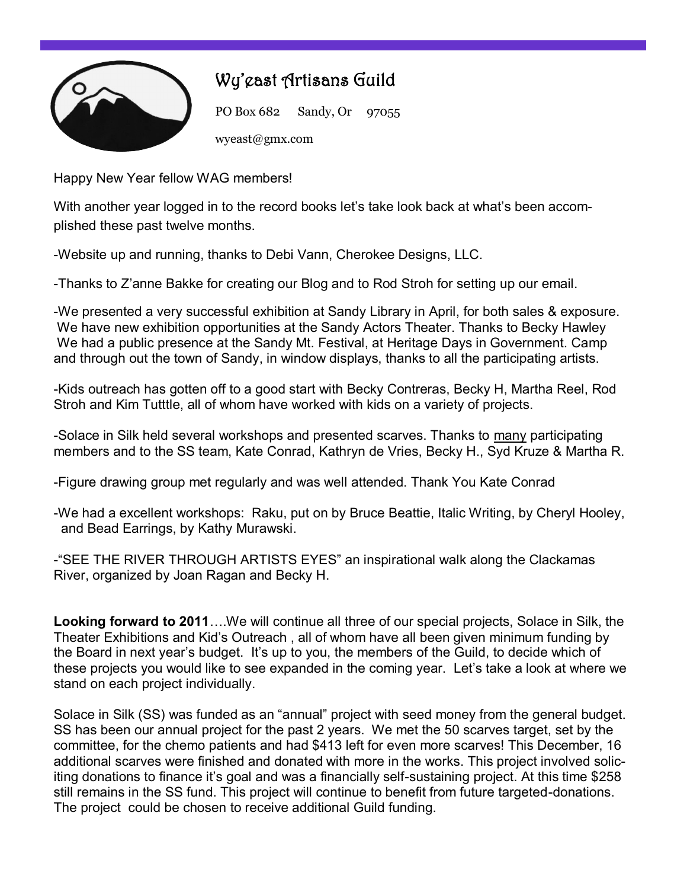# Wy'east Artisans Guild

PO Box 682 Sandy, Or 97055

wyeast@gmx.com

Happy New Year fellow WAG members!

With another year logged in to the record books let's take look back at what's been accomplished these past twelve months.

-Website up and running, thanks to Debi Vann, Cherokee Designs, LLC.

-Thanks to Z'anne Bakke for creating our Blog and to Rod Stroh for setting up our email.

-We presented a very successful exhibition at Sandy Library in April, for both sales & exposure. We have new exhibition opportunities at the Sandy Actors Theater. Thanks to Becky Hawley We had a public presence at the Sandy Mt. Festival, at Heritage Days in Government. Camp and through out the town of Sandy, in window displays, thanks to all the participating artists.

-Kids outreach has gotten off to a good start with Becky Contreras, Becky H, Martha Reel, Rod Stroh and Kim Tutttle, all of whom have worked with kids on a variety of projects.

-Solace in Silk held several workshops and presented scarves. Thanks to many participating members and to the SS team, Kate Conrad, Kathryn de Vries, Becky H., Syd Kruze & Martha R.

-Figure drawing group met regularly and was well attended. Thank You Kate Conrad

-We had a excellent workshops: Raku, put on by Bruce Beattie, Italic Writing, by Cheryl Hooley, and Bead Earrings, by Kathy Murawski.

-"SEE THE RIVER THROUGH ARTISTS EYES" an inspirational walk along the Clackamas River, organized by Joan Ragan and Becky H.

**Looking forward to 2011**….We will continue all three of our special projects, Solace in Silk, the Theater Exhibitions and Kid's Outreach , all of whom have all been given minimum funding by the Board in next year's budget. It's up to you, the members of the Guild, to decide which of these projects you would like to see expanded in the coming year. Let's take a look at where we stand on each project individually.

Solace in Silk (SS) was funded as an "annual" project with seed money from the general budget. SS has been our annual project for the past 2 years. We met the 50 scarves target, set by the committee, for the chemo patients and had $413 left for even more scarves! This December, 16 additional scarves were finished and donated with more in the works. This project involved soliciting donations to finance it's goal and was a financially self-sustaining project. At this time $258 still remains in the SS fund. This project will continue to benefit from future targeted-donations. The project could be chosen to receive additional Guild funding.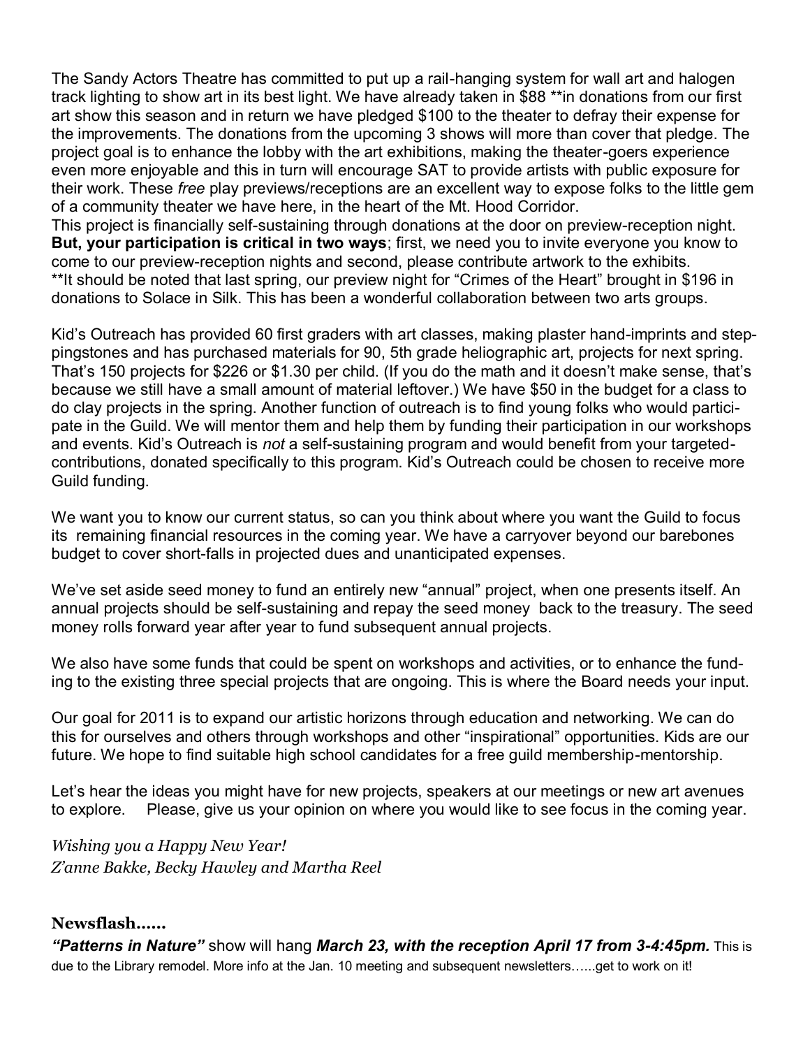The Sandy Actors Theatre has committed to put up a rail-hanging system for wall art and halogen track lighting to show art in its best light. We have already taken in $88 **in donations from our first art show this season and in return we have pledged $100 to the theater to defray their expense for the improvements. The donations from the upcoming 3 shows will more than cover that pledge. The project goal is to enhance the lobby with the art exhibitions, making the theater-goers experience even more enjoyable and this in turn will encourage SAT to provide artists with public exposure for their work. These *free* play previews/receptions are an excellent way to expose folks to the little gem of a community theater we have here, in the heart of the Mt. Hood Corridor.
This project is financially self-sustaining through donations at the door on preview-reception night. **But, your participation is critical in two ways**; first, we need you to invite everyone you know to come to our preview-reception nights and second, please contribute artwork to the exhibits.
**It should be noted that last spring, our preview night for "Crimes of the Heart" brought in $196 in donations to Solace in Silk. This has been a wonderful collaboration between two arts groups.

Kid's Outreach has provided 60 first graders with art classes, making plaster hand-imprints and steppingstones and has purchased materials for 90, 5th grade heliographic art, projects for next spring. That's 150 projects for $226 or $1.30 per child. (If you do the math and it doesn't make sense, that's because we still have a small amount of material leftover.) We have $50 in the budget for a class to do clay projects in the spring. Another function of outreach is to find young folks who would participate in the Guild. We will mentor them and help them by funding their participation in our workshops and events. Kid's Outreach is *not* a self-sustaining program and would benefit from your targeted-contributions, donated specifically to this program. Kid's Outreach could be chosen to receive more Guild funding.

We want you to know our current status, so can you think about where you want the Guild to focus its remaining financial resources in the coming year. We have a carryover beyond our barebones budget to cover short-falls in projected dues and unanticipated expenses.

We've set aside seed money to fund an entirely new "annual" project, when one presents itself. An annual projects should be self-sustaining and repay the seed money back to the treasury. The seed money rolls forward year after year to fund subsequent annual projects.

We also have some funds that could be spent on workshops and activities, or to enhance the funding to the existing three special projects that are ongoing. This is where the Board needs your input.

Our goal for 2011 is to expand our artistic horizons through education and networking. We can do this for ourselves and others through workshops and other "inspirational" opportunities. Kids are our future. We hope to find suitable high school candidates for a free guild membership-mentorship.

Let's hear the ideas you might have for new projects, speakers at our meetings or new art avenues to explore. Please, give us your opinion on where you would like to see focus in the coming year.

*Wishing you a Happy New Year!*
*Z'anne Bakke, Becky Hawley and Martha Reel*

**Newsflash……**

***"Patterns in Nature"*** show will hang ***March 23, with the reception April 17 from 3-4:45pm.*** This is due to the Library remodel. More info at the Jan. 10 meeting and subsequent newsletters…...get to work on it!